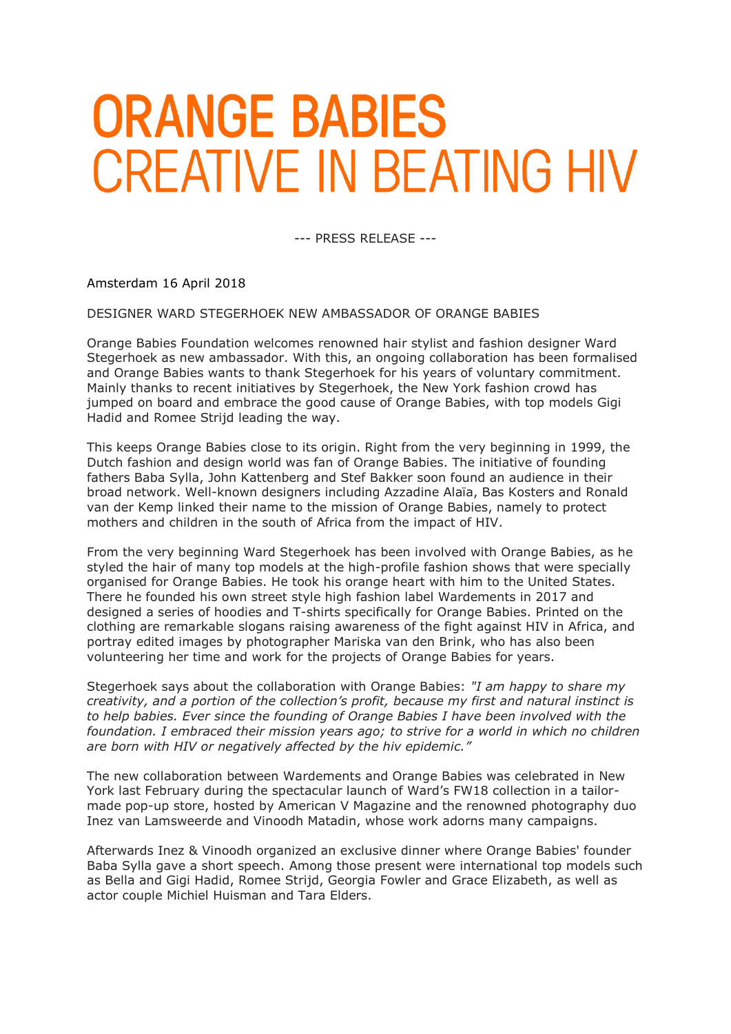# ORANGE BABIES
# CREATIVE IN BEATING HIV

--- PRESS RELEASE ---

Amsterdam 16 April 2018

DESIGNER WARD STEGERHOEK NEW AMBASSADOR OF ORANGE BABIES

Orange Babies Foundation welcomes renowned hair stylist and fashion designer Ward Stegerhoek as new ambassador. With this, an ongoing collaboration has been formalised and Orange Babies wants to thank Stegerhoek for his years of voluntary commitment. Mainly thanks to recent initiatives by Stegerhoek, the New York fashion crowd has jumped on board and embrace the good cause of Orange Babies, with top models Gigi Hadid and Romee Strijd leading the way.

This keeps Orange Babies close to its origin. Right from the very beginning in 1999, the Dutch fashion and design world was fan of Orange Babies. The initiative of founding fathers Baba Sylla, John Kattenberg and Stef Bakker soon found an audience in their broad network. Well-known designers including Azzadine Alaïa, Bas Kosters and Ronald van der Kemp linked their name to the mission of Orange Babies, namely to protect mothers and children in the south of Africa from the impact of HIV.

From the very beginning Ward Stegerhoek has been involved with Orange Babies, as he styled the hair of many top models at the high-profile fashion shows that were specially organised for Orange Babies. He took his orange heart with him to the United States. There he founded his own street style high fashion label Wardements in 2017 and designed a series of hoodies and T-shirts specifically for Orange Babies. Printed on the clothing are remarkable slogans raising awareness of the fight against HIV in Africa, and portray edited images by photographer Mariska van den Brink, who has also been volunteering her time and work for the projects of Orange Babies for years.

Stegerhoek says about the collaboration with Orange Babies: *"I am happy to share my creativity, and a portion of the collection's profit, because my first and natural instinct is to help babies. Ever since the founding of Orange Babies I have been involved with the foundation. I embraced their mission years ago; to strive for a world in which no children are born with HIV or negatively affected by the hiv epidemic."*

The new collaboration between Wardements and Orange Babies was celebrated in New York last February during the spectacular launch of Ward's FW18 collection in a tailor-made pop-up store, hosted by American V Magazine and the renowned photography duo Inez van Lamsweerde and Vinoodh Matadin, whose work adorns many campaigns.

Afterwards Inez & Vinoodh organized an exclusive dinner where Orange Babies' founder Baba Sylla gave a short speech. Among those present were international top models such as Bella and Gigi Hadid, Romee Strijd, Georgia Fowler and Grace Elizabeth, as well as actor couple Michiel Huisman and Tara Elders.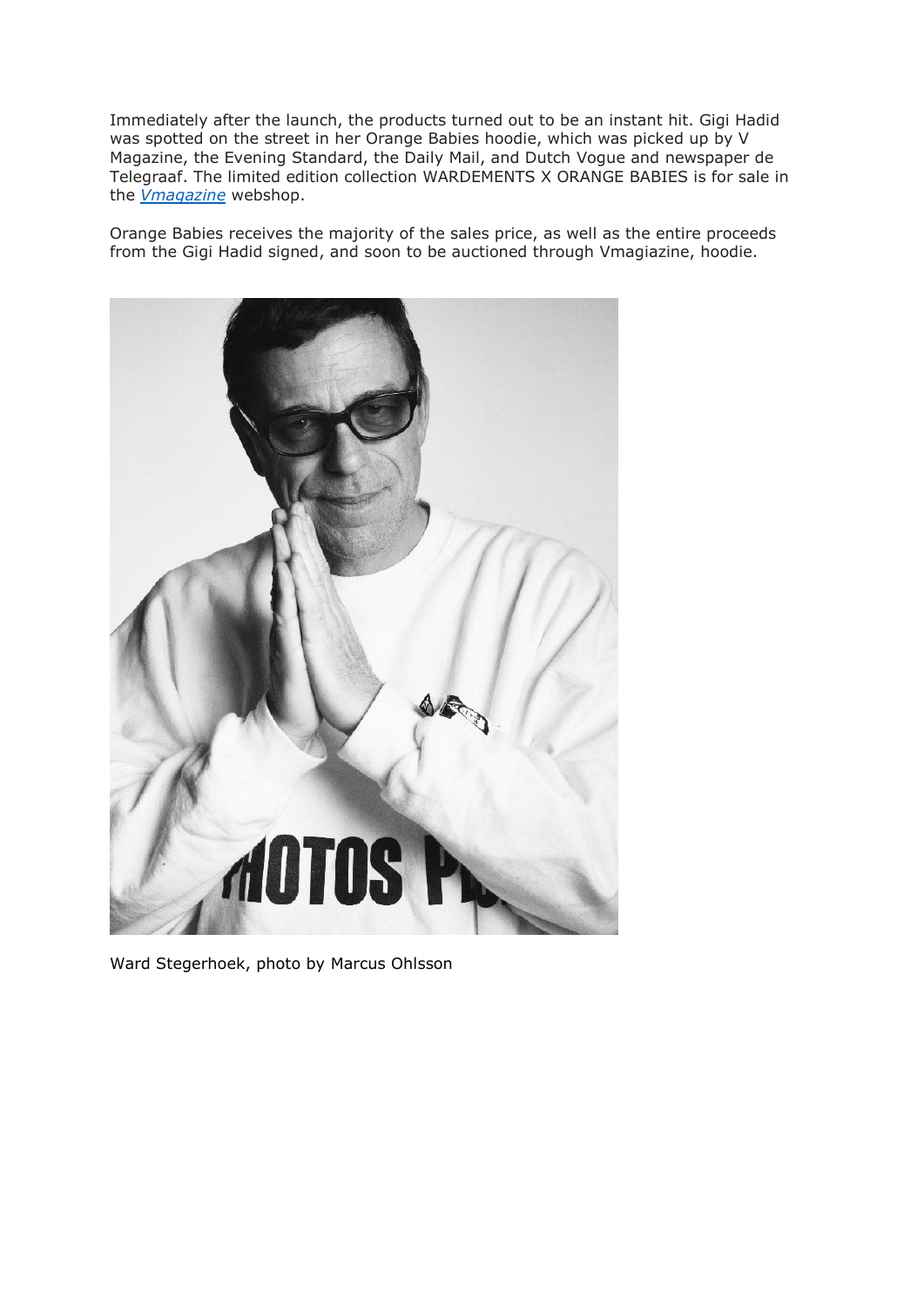Immediately after the launch, the products turned out to be an instant hit. Gigi Hadid was spotted on the street in her Orange Babies hoodie, which was picked up by V Magazine, the Evening Standard, the Daily Mail, and Dutch Vogue and newspaper de Telegraaf. The limited edition collection WARDEMENTS X ORANGE BABIES is for sale in the *Vmagazine* webshop.

Orange Babies receives the majority of the sales price, as well as the entire proceeds from the Gigi Hadid signed, and soon to be auctioned through Vmagiazine, hoodie.

Ward Stegerhoek, photo by Marcus Ohlsson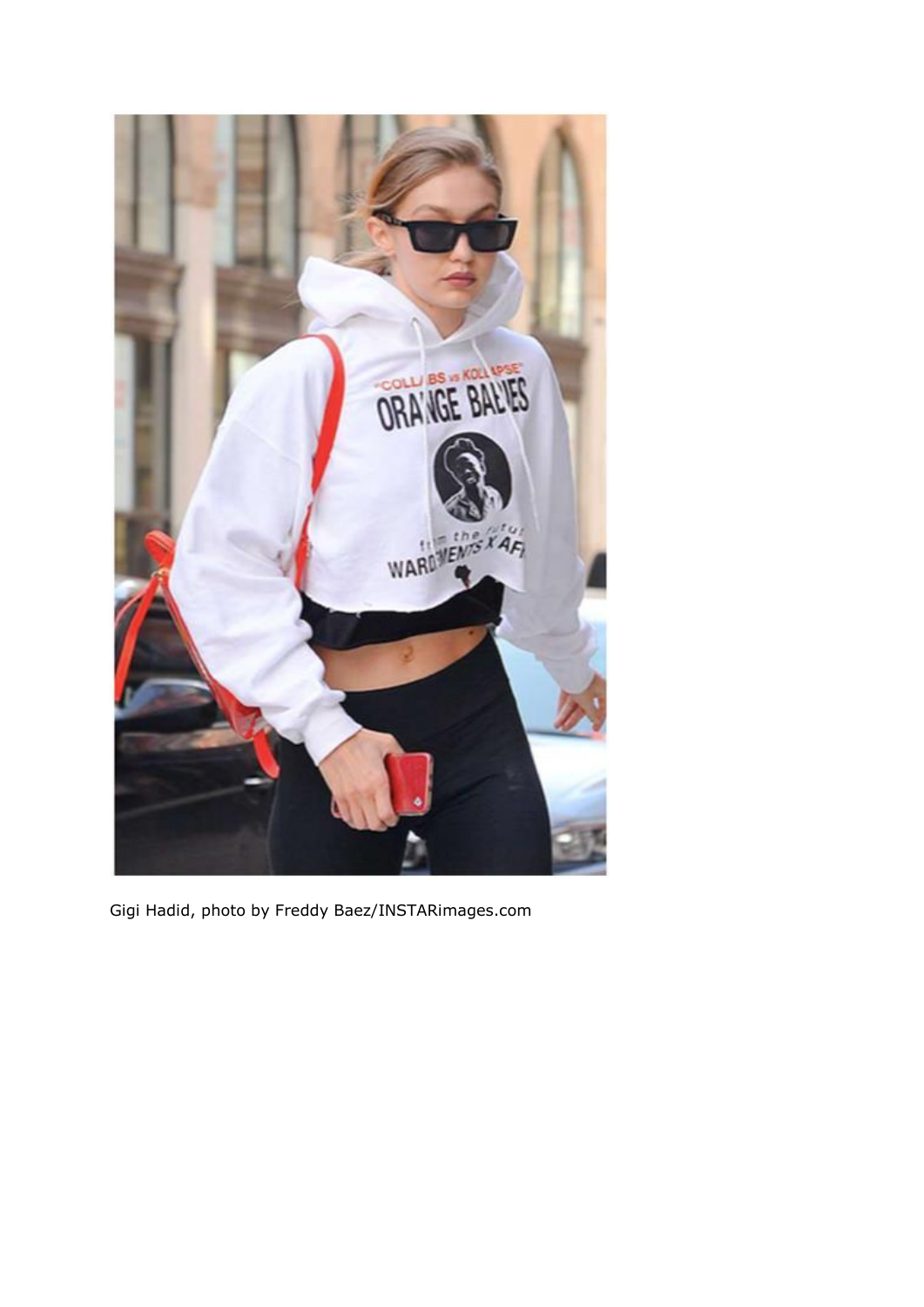Gigi Hadid, photo by Freddy Baez/INSTARimages.com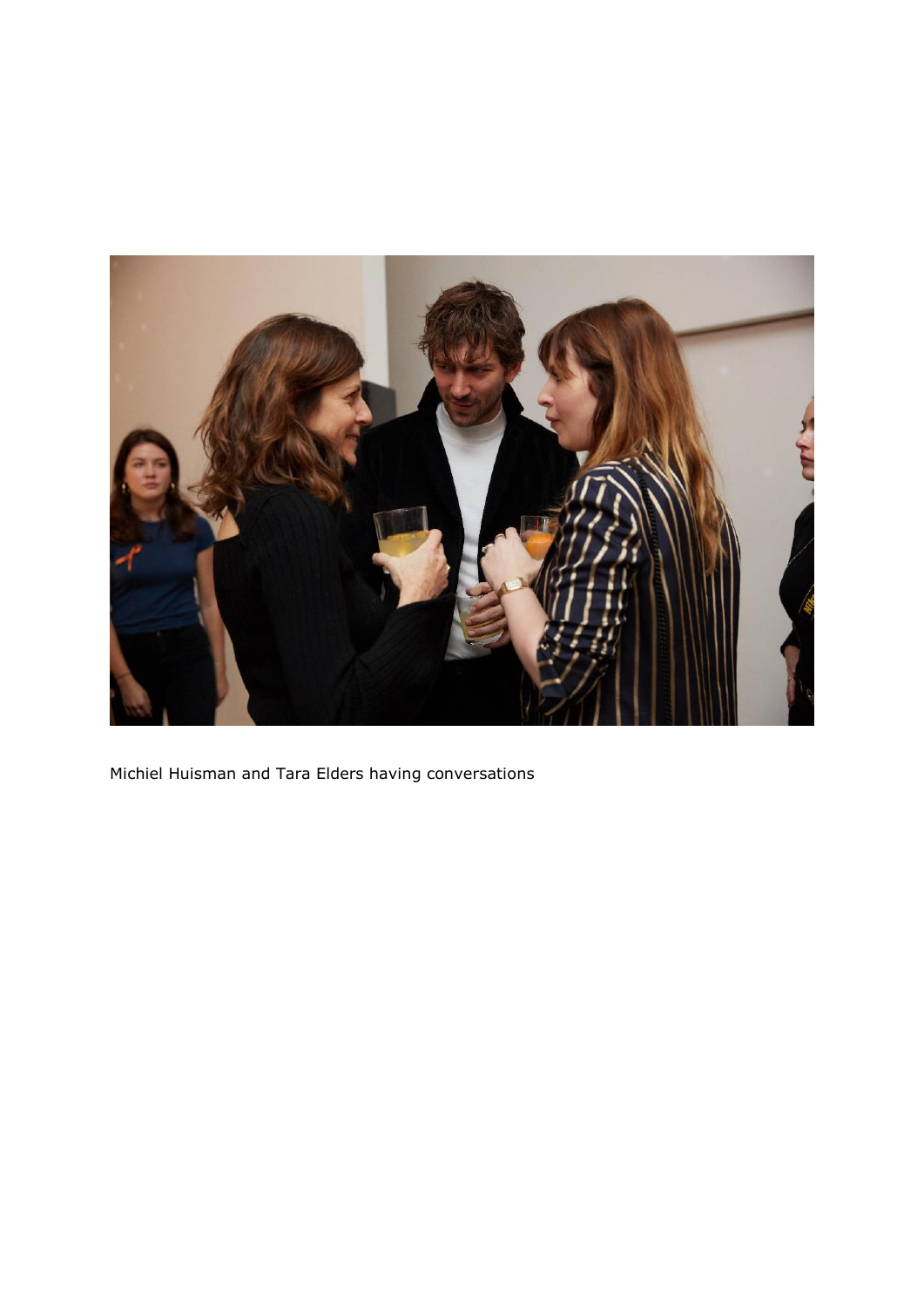Michiel Huisman and Tara Elders having conversations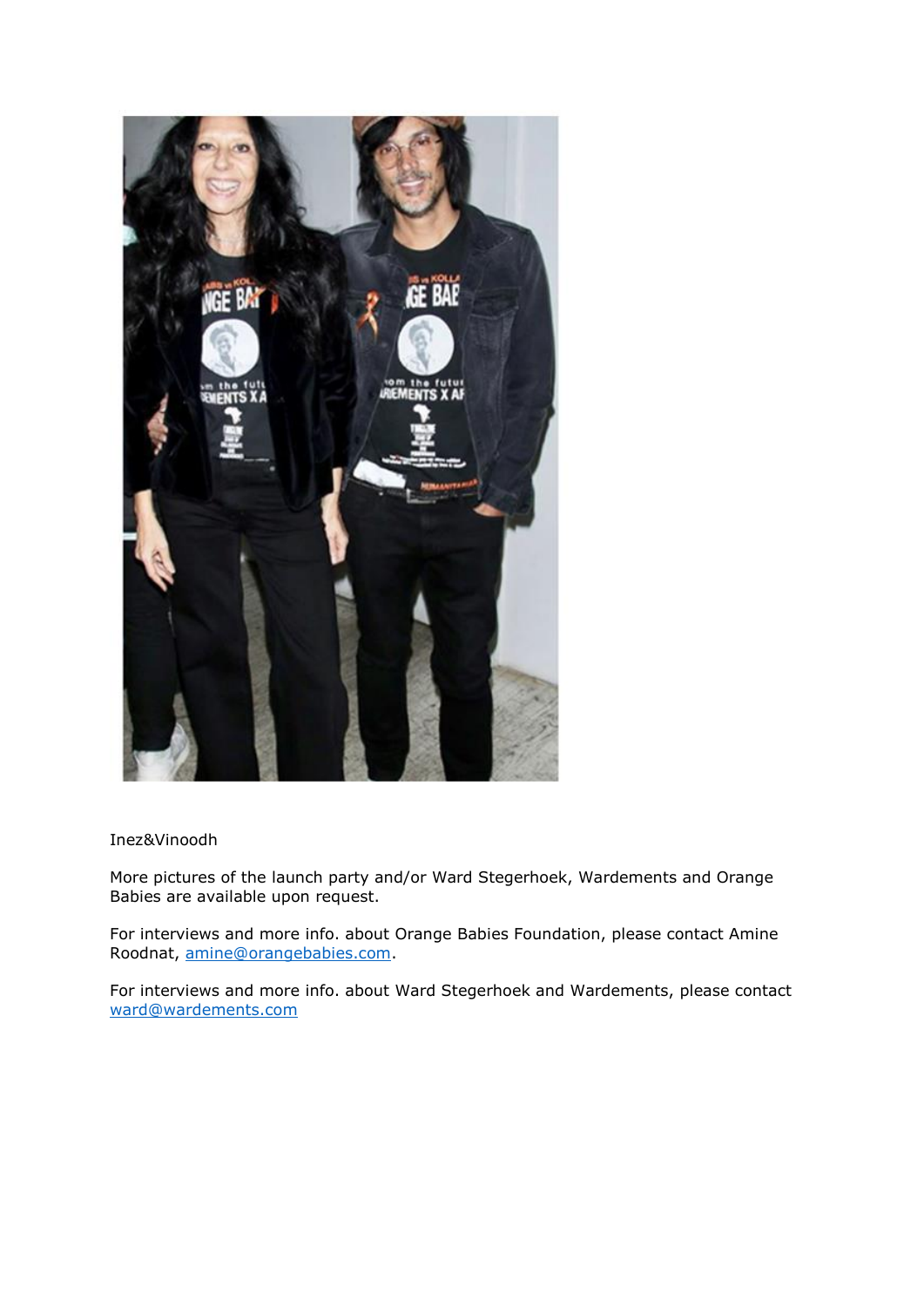Inez&Vinoodh

More pictures of the launch party and/or Ward Stegerhoek, Wardements and Orange Babies are available upon request.

For interviews and more info. about Orange Babies Foundation, please contact Amine Roodnat, [amine@orangebabies.com](mailto:amine@orangebabies.com).

For interviews and more info. about Ward Stegerhoek and Wardements, please contact [ward@wardements.com](mailto:ward@wardements.com)